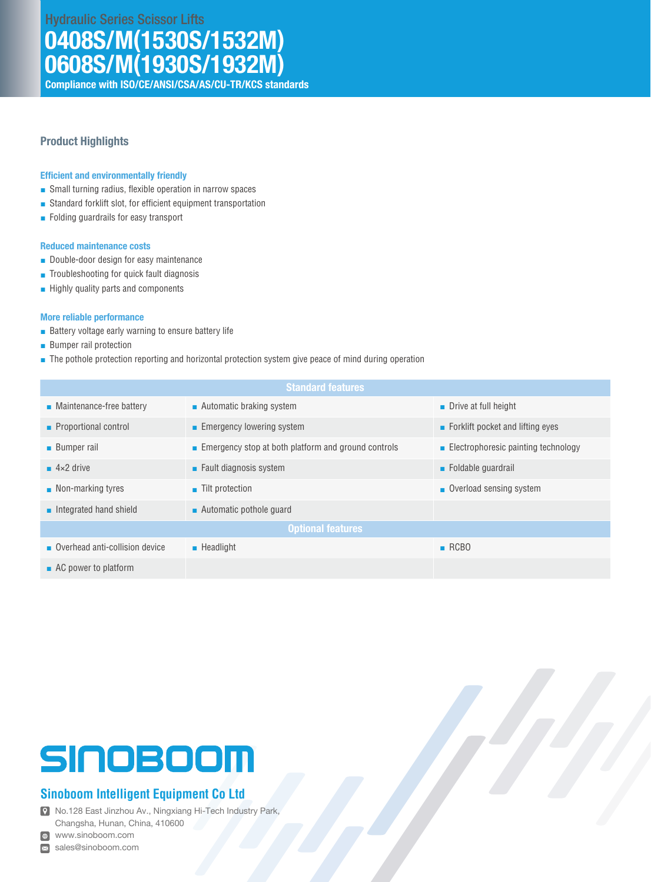Hydraulic Series Scissor Lifts

# 0408S/M(1530S/1532M)
# 0608S/M(1930S/1932M)

**Compliance with ISO/CE/ANSI/CSA/AS/CU-TR/KCS standards**

## Product Highlights

### Efficient and environmentally friendly

- Small turning radius, flexible operation in narrow spaces
- Standard forklift slot, for efficient equipment transportation
- Folding guardrails for easy transport

### Reduced maintenance costs

- Double-door design for easy maintenance
- Troubleshooting for quick fault diagnosis
- Highly quality parts and components

### More reliable performance

- Battery voltage early warning to ensure battery life
- Bumper rail protection
- The pothole protection reporting and horizontal protection system give peace of mind during operation

| Standard features | | |
|---|---|---|
| Maintenance-free battery | Automatic braking system | Drive at full height |
| Proportional control | Emergency lowering system | Forklift pocket and lifting eyes |
| Bumper rail | Emergency stop at both platform and ground controls | Electrophoresic painting technology |
| 4×2 drive | Fault diagnosis system | Foldable guardrail |
| Non-marking tyres | Tilt protection | Overload sensing system |
| Integrated hand shield | Automatic pothole guard | |
| **Optional features** | | |
| Overhead anti-collision device | Headlight | RCBO |
| AC power to platform | | |

SINOBOOM

## Sinoboom Intelligent Equipment Co Ltd

No.128 East Jinzhou Av., Ningxiang Hi-Tech Industry Park, Changsha, Hunan, China, 410600

www.sinoboom.com

sales@sinoboom.com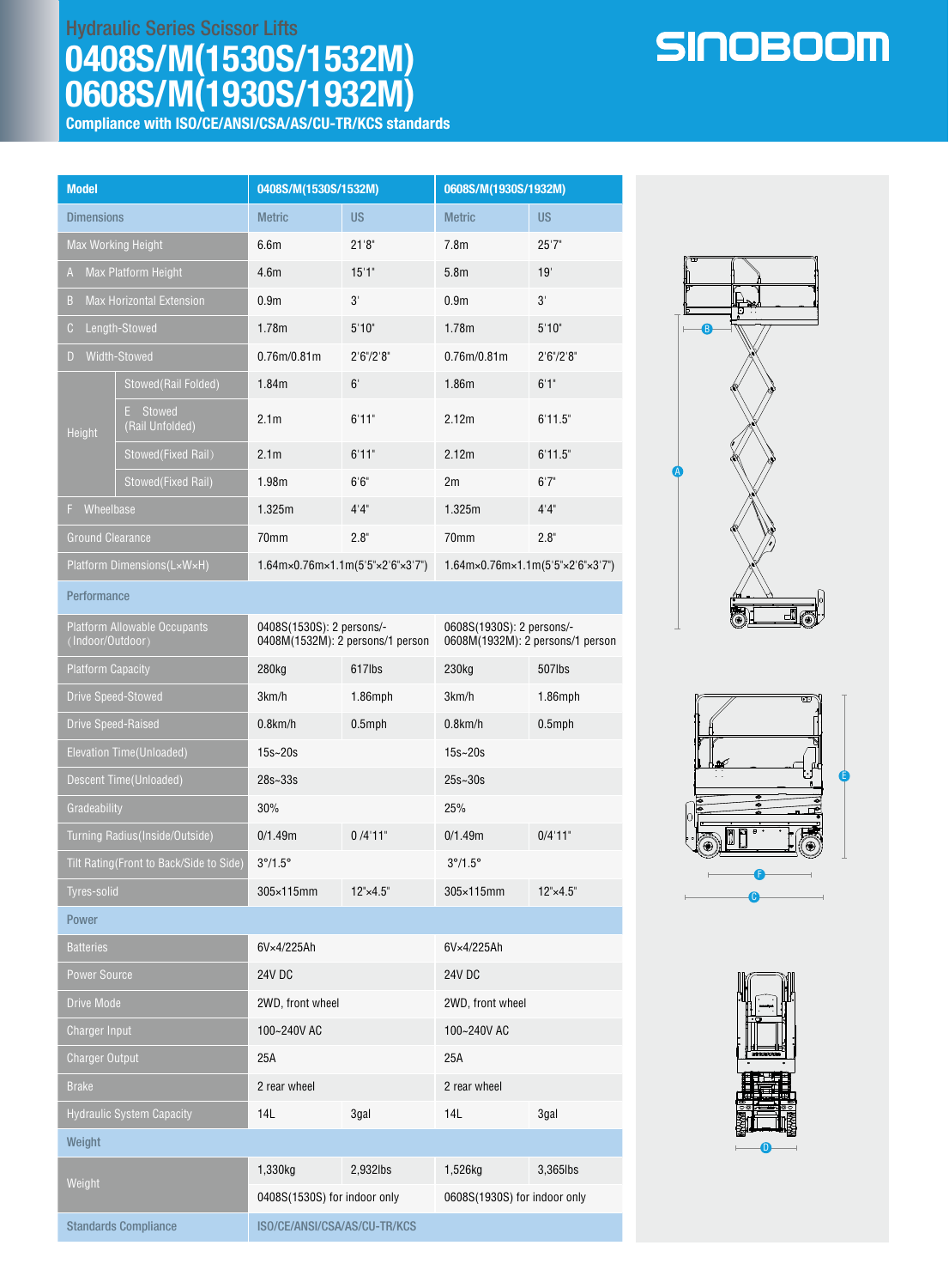Hydraulic Series Scissor Lifts

# 0408S/M(1530S/1532M) 0608S/M(1930S/1932M)

**Compliance with ISO/CE/ANSI/CSA/AS/CU-TR/KCS standards**

SINOBOOM

| Model | | 0408S/M(1530S/1532M) | | 0608S/M(1930S/1932M) | |
|---|---|---|---|---|---|
| Dimensions | | Metric | US | Metric | US |
| Max Working Height | | 6.6m | 21'8" | 7.8m | 25'7" |
| A Max Platform Height | | 4.6m | 15'1" | 5.8m | 19' |
| B Max Horizontal Extension | | 0.9m | 3' | 0.9m | 3' |
| C Length-Stowed | | 1.78m | 5'10" | 1.78m | 5'10" |
| D Width-Stowed | | 0.76m/0.81m | 2'6"/2'8" | 0.76m/0.81m | 2'6"/2'8" |
| Height | Stowed(Rail Folded) | 1.84m | 6' | 1.86m | 6'1" |
| | E Stowed (Rail Unfolded) | 2.1m | 6'11" | 2.12m | 6'11.5" |
| | Stowed(Fixed Rail) | 2.1m | 6'11" | 2.12m | 6'11.5" |
| | Stowed(Fixed Rail) | 1.98m | 6'6" | 2m | 6'7" |
| F Wheelbase | | 1.325m | 4'4" | 1.325m | 4'4" |
| Ground Clearance | | 70mm | 2.8" | 70mm | 2.8" |
| Platform Dimensions(L×W×H) | | 1.64m×0.76m×1.1m(5'5"×2'6"×3'7") | | 1.64m×0.76m×1.1m(5'5"×2'6"×3'7") | |
| Performance | | | | | |
| Platform Allowable Occupants (Indoor/Outdoor) | | 0408S(1530S): 2 persons/- 0408M(1532M): 2 persons/1 person | | 0608S(1930S): 2 persons/- 0608M(1932M): 2 persons/1 person | |
| Platform Capacity | | 280kg | 617lbs | 230kg | 507lbs |
| Drive Speed-Stowed | | 3km/h | 1.86mph | 3km/h | 1.86mph |
| Drive Speed-Raised | | 0.8km/h | 0.5mph | 0.8km/h | 0.5mph |
| Elevation Time(Unloaded) | | 15s~20s | | 15s~20s | |
| Descent Time(Unloaded) | | 28s~33s | | 25s~30s | |
| Gradeability | | 30% | | 25% | |
| Turning Radius(Inside/Outside) | | 0/1.49m | 0 /4'11" | 0/1.49m | 0/4'11" |
| Tilt Rating(Front to Back/Side to Side) | | 3°/1.5° | | 3°/1.5° | |
| Tyres-solid | | 305×115mm | 12"×4.5" | 305×115mm | 12"×4.5" |
| Power | | | | | |
| Batteries | | 6V×4/225Ah | | 6V×4/225Ah | |
| Power Source | | 24V DC | | 24V DC | |
| Drive Mode | | 2WD, front wheel | | 2WD, front wheel | |
| Charger Input | | 100~240V AC | | 100~240V AC | |
| Charger Output | | 25A | | 25A | |
| Brake | | 2 rear wheel | | 2 rear wheel | |
| Hydraulic System Capacity | | 14L | 3gal | 14L | 3gal |
| Weight | | | | | |
| Weight | | 1,330kg | 2,932lbs | 1,526kg | 3,365lbs |
| | | 0408S(1530S) for indoor only | | 0608S(1930S) for indoor only | |
| Standards Compliance | | ISO/CE/ANSI/CSA/AS/CU-TR/KCS | | | |

A
B
E
F
C
D